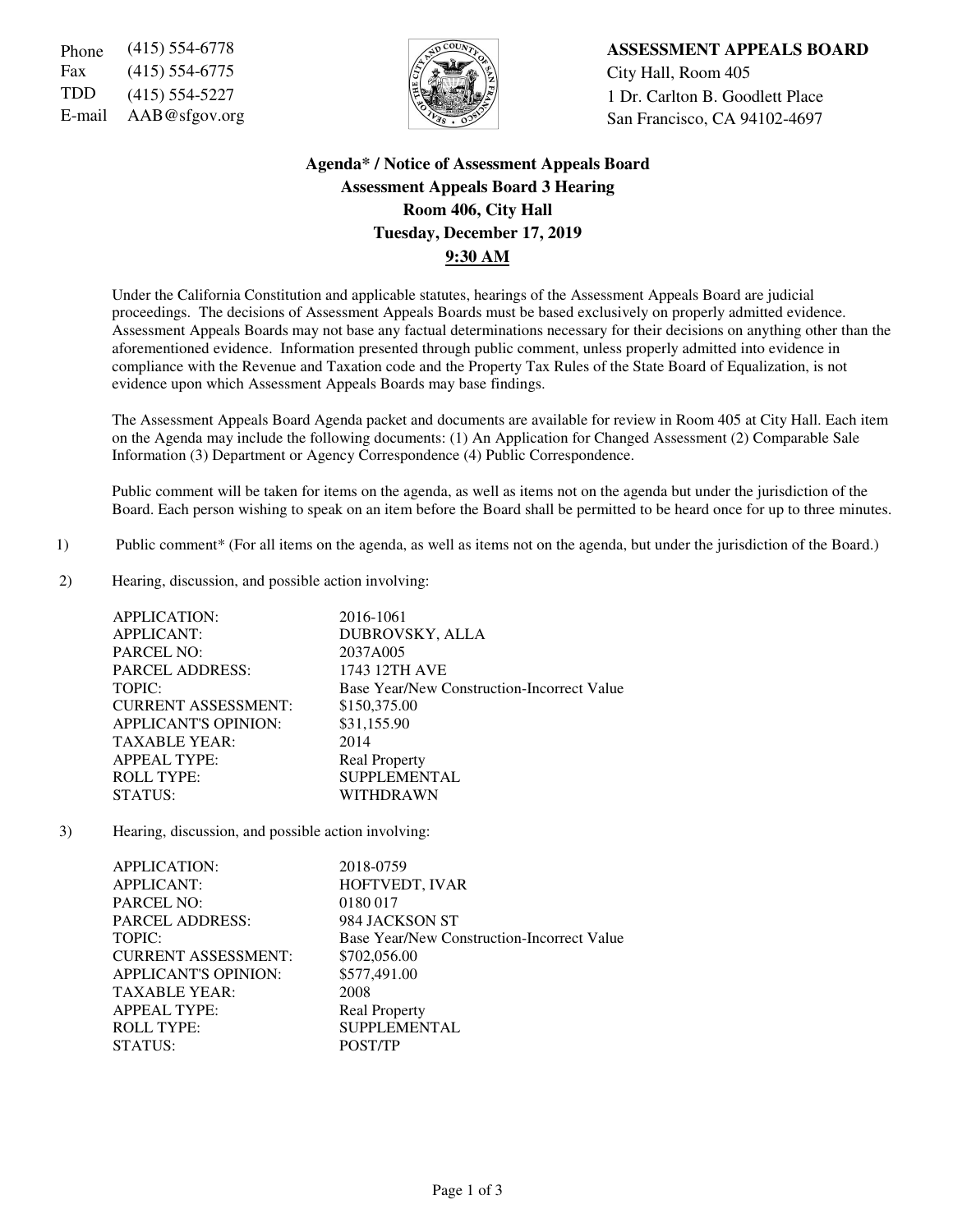Phone (415) 554-6778
Fax (415) 554-6775
TDD (415) 554-5227
E-mail AAB@sfgov.org

**ASSESSMENT APPEALS BOARD**
City Hall, Room 405
1 Dr. Carlton B. Goodlett Place
San Francisco, CA 94102-4697

## Agenda* / Notice of Assessment Appeals Board
## Assessment Appeals Board 3 Hearing
## Room 406, City Hall
## Tuesday, December 17, 2019
## 9:30 AM

Under the California Constitution and applicable statutes, hearings of the Assessment Appeals Board are judicial proceedings. The decisions of Assessment Appeals Boards must be based exclusively on properly admitted evidence. Assessment Appeals Boards may not base any factual determinations necessary for their decisions on anything other than the aforementioned evidence. Information presented through public comment, unless properly admitted into evidence in compliance with the Revenue and Taxation code and the Property Tax Rules of the State Board of Equalization, is not evidence upon which Assessment Appeals Boards may base findings.

The Assessment Appeals Board Agenda packet and documents are available for review in Room 405 at City Hall. Each item on the Agenda may include the following documents: (1) An Application for Changed Assessment (2) Comparable Sale Information (3) Department or Agency Correspondence (4) Public Correspondence.

Public comment will be taken for items on the agenda, as well as items not on the agenda but under the jurisdiction of the Board. Each person wishing to speak on an item before the Board shall be permitted to be heard once for up to three minutes.

1) Public comment* (For all items on the agenda, as well as items not on the agenda, but under the jurisdiction of the Board.)

2) Hearing, discussion, and possible action involving:

| | |
|---|---|
| APPLICATION: | 2016-1061 |
| APPLICANT: | DUBROVSKY, ALLA |
| PARCEL NO: | 2037A005 |
| PARCEL ADDRESS: | 1743 12TH AVE |
| TOPIC: | Base Year/New Construction-Incorrect Value |
| CURRENT ASSESSMENT: | $150,375.00 |
| APPLICANT'S OPINION: | $31,155.90 |
| TAXABLE YEAR: | 2014 |
| APPEAL TYPE: | Real Property |
| ROLL TYPE: | SUPPLEMENTAL |
| STATUS: | WITHDRAWN |

3) Hearing, discussion, and possible action involving:

| | |
|---|---|
| APPLICATION: | 2018-0759 |
| APPLICANT: | HOFTVEDT, IVAR |
| PARCEL NO: | 0180 017 |
| PARCEL ADDRESS: | 984 JACKSON ST |
| TOPIC: | Base Year/New Construction-Incorrect Value |
| CURRENT ASSESSMENT: | $702,056.00 |
| APPLICANT'S OPINION: | $577,491.00 |
| TAXABLE YEAR: | 2008 |
| APPEAL TYPE: | Real Property |
| ROLL TYPE: | SUPPLEMENTAL |
| STATUS: | POST/TP |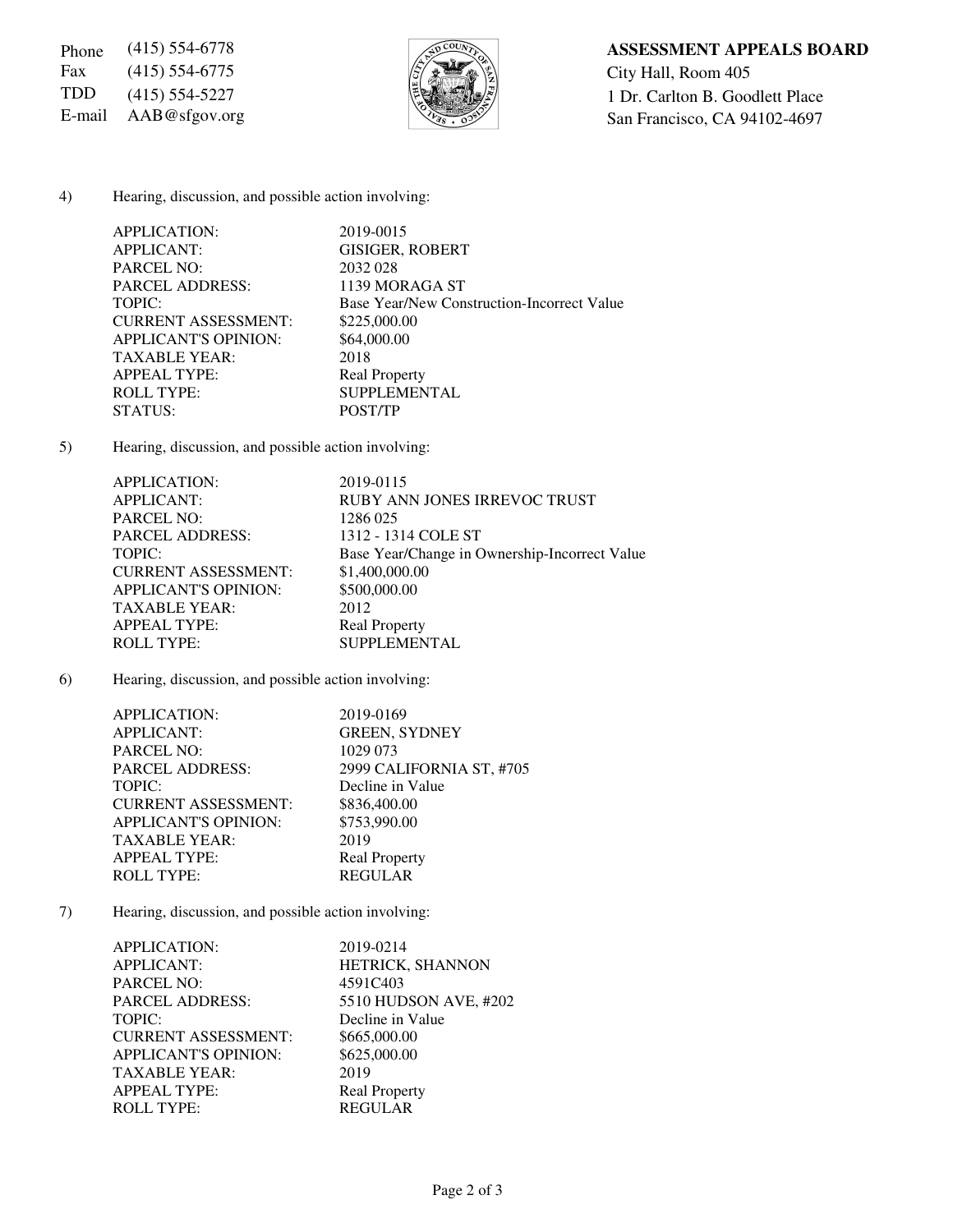Phone (415) 554-6778
Fax (415) 554-6775
TDD (415) 554-5227
E-mail AAB@sfgov.org

**ASSESSMENT APPEALS BOARD**
City Hall, Room 405
1 Dr. Carlton B. Goodlett Place
San Francisco, CA 94102-4697

4) Hearing, discussion, and possible action involving:

| | |
|---|---|
| APPLICATION: | 2019-0015 |
| APPLICANT: | GISIGER, ROBERT |
| PARCEL NO: | 2032 028 |
| PARCEL ADDRESS: | 1139 MORAGA ST |
| TOPIC: | Base Year/New Construction-Incorrect Value |
| CURRENT ASSESSMENT: | $225,000.00 |
| APPLICANT'S OPINION: | $64,000.00 |
| TAXABLE YEAR: | 2018 |
| APPEAL TYPE: | Real Property |
| ROLL TYPE: | SUPPLEMENTAL |
| STATUS: | POST/TP |

5) Hearing, discussion, and possible action involving:

| | |
|---|---|
| APPLICATION: | 2019-0115 |
| APPLICANT: | RUBY ANN JONES IRREVOC TRUST |
| PARCEL NO: | 1286 025 |
| PARCEL ADDRESS: | 1312 - 1314 COLE ST |
| TOPIC: | Base Year/Change in Ownership-Incorrect Value |
| CURRENT ASSESSMENT: | $1,400,000.00 |
| APPLICANT'S OPINION: | $500,000.00 |
| TAXABLE YEAR: | 2012 |
| APPEAL TYPE: | Real Property |
| ROLL TYPE: | SUPPLEMENTAL |

6) Hearing, discussion, and possible action involving:

| | |
|---|---|
| APPLICATION: | 2019-0169 |
| APPLICANT: | GREEN, SYDNEY |
| PARCEL NO: | 1029 073 |
| PARCEL ADDRESS: | 2999 CALIFORNIA ST, #705 |
| TOPIC: | Decline in Value |
| CURRENT ASSESSMENT: | $836,400.00 |
| APPLICANT'S OPINION: | $753,990.00 |
| TAXABLE YEAR: | 2019 |
| APPEAL TYPE: | Real Property |
| ROLL TYPE: | REGULAR |

7) Hearing, discussion, and possible action involving:

| | |
|---|---|
| APPLICATION: | 2019-0214 |
| APPLICANT: | HETRICK, SHANNON |
| PARCEL NO: | 4591C403 |
| PARCEL ADDRESS: | 5510 HUDSON AVE, #202 |
| TOPIC: | Decline in Value |
| CURRENT ASSESSMENT: | $665,000.00 |
| APPLICANT'S OPINION: | $625,000.00 |
| TAXABLE YEAR: | 2019 |
| APPEAL TYPE: | Real Property |
| ROLL TYPE: | REGULAR |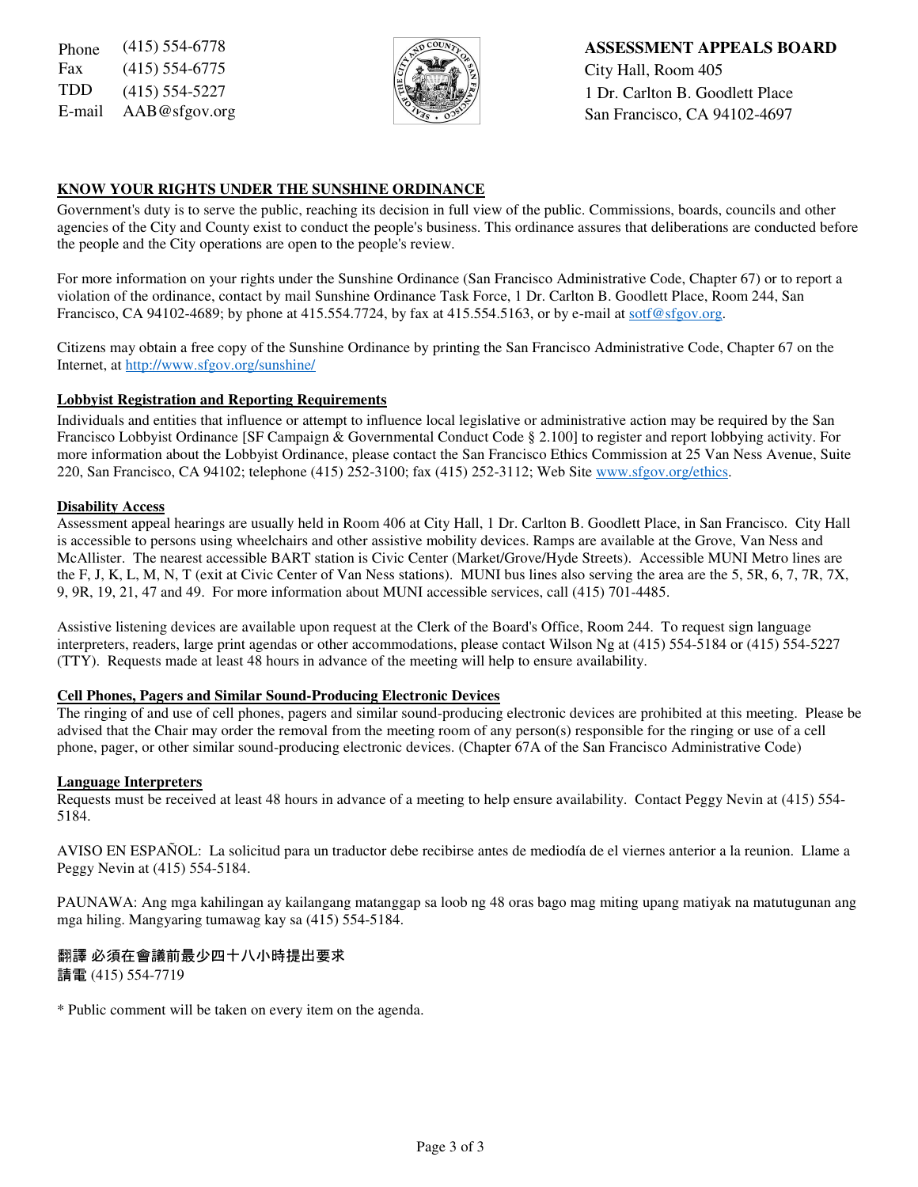Phone (415) 554-6778
Fax (415) 554-6775
TDD (415) 554-5227
E-mail AAB@sfgov.org

**ASSESSMENT APPEALS BOARD**
City Hall, Room 405
1 Dr. Carlton B. Goodlett Place
San Francisco, CA 94102-4697

## KNOW YOUR RIGHTS UNDER THE SUNSHINE ORDINANCE

Government's duty is to serve the public, reaching its decision in full view of the public. Commissions, boards, councils and other agencies of the City and County exist to conduct the people's business. This ordinance assures that deliberations are conducted before the people and the City operations are open to the people's review.

For more information on your rights under the Sunshine Ordinance (San Francisco Administrative Code, Chapter 67) or to report a violation of the ordinance, contact by mail Sunshine Ordinance Task Force, 1 Dr. Carlton B. Goodlett Place, Room 244, San Francisco, CA 94102-4689; by phone at 415.554.7724, by fax at 415.554.5163, or by e-mail at sotf@sfgov.org.

Citizens may obtain a free copy of the Sunshine Ordinance by printing the San Francisco Administrative Code, Chapter 67 on the Internet, at http://www.sfgov.org/sunshine/

### Lobbyist Registration and Reporting Requirements

Individuals and entities that influence or attempt to influence local legislative or administrative action may be required by the San Francisco Lobbyist Ordinance [SF Campaign & Governmental Conduct Code § 2.100] to register and report lobbying activity. For more information about the Lobbyist Ordinance, please contact the San Francisco Ethics Commission at 25 Van Ness Avenue, Suite 220, San Francisco, CA 94102; telephone (415) 252-3100; fax (415) 252-3112; Web Site www.sfgov.org/ethics.

### Disability Access

Assessment appeal hearings are usually held in Room 406 at City Hall, 1 Dr. Carlton B. Goodlett Place, in San Francisco. City Hall is accessible to persons using wheelchairs and other assistive mobility devices. Ramps are available at the Grove, Van Ness and McAllister. The nearest accessible BART station is Civic Center (Market/Grove/Hyde Streets). Accessible MUNI Metro lines are the F, J, K, L, M, N, T (exit at Civic Center of Van Ness stations). MUNI bus lines also serving the area are the 5, 5R, 6, 7, 7R, 7X, 9, 9R, 19, 21, 47 and 49. For more information about MUNI accessible services, call (415) 701-4485.

Assistive listening devices are available upon request at the Clerk of the Board's Office, Room 244. To request sign language interpreters, readers, large print agendas or other accommodations, please contact Wilson Ng at (415) 554-5184 or (415) 554-5227 (TTY). Requests made at least 48 hours in advance of the meeting will help to ensure availability.

### Cell Phones, Pagers and Similar Sound-Producing Electronic Devices

The ringing of and use of cell phones, pagers and similar sound-producing electronic devices are prohibited at this meeting. Please be advised that the Chair may order the removal from the meeting room of any person(s) responsible for the ringing or use of a cell phone, pager, or other similar sound-producing electronic devices. (Chapter 67A of the San Francisco Administrative Code)

### Language Interpreters

Requests must be received at least 48 hours in advance of a meeting to help ensure availability. Contact Peggy Nevin at (415) 554-5184.

AVISO EN ESPAÑOL: La solicitud para un traductor debe recibirse antes de mediodía de el viernes anterior a la reunion. Llame a Peggy Nevin at (415) 554-5184.

PAUNAWA: Ang mga kahilingan ay kailangang matanggap sa loob ng 48 oras bago mag miting upang matiyak na matutugunan ang mga hiling. Mangyaring tumawag kay sa (415) 554-5184.

**翻譯 必須在會議前最少四十八小時提出要求**
**請電** (415) 554-7719

* Public comment will be taken on every item on the agenda.